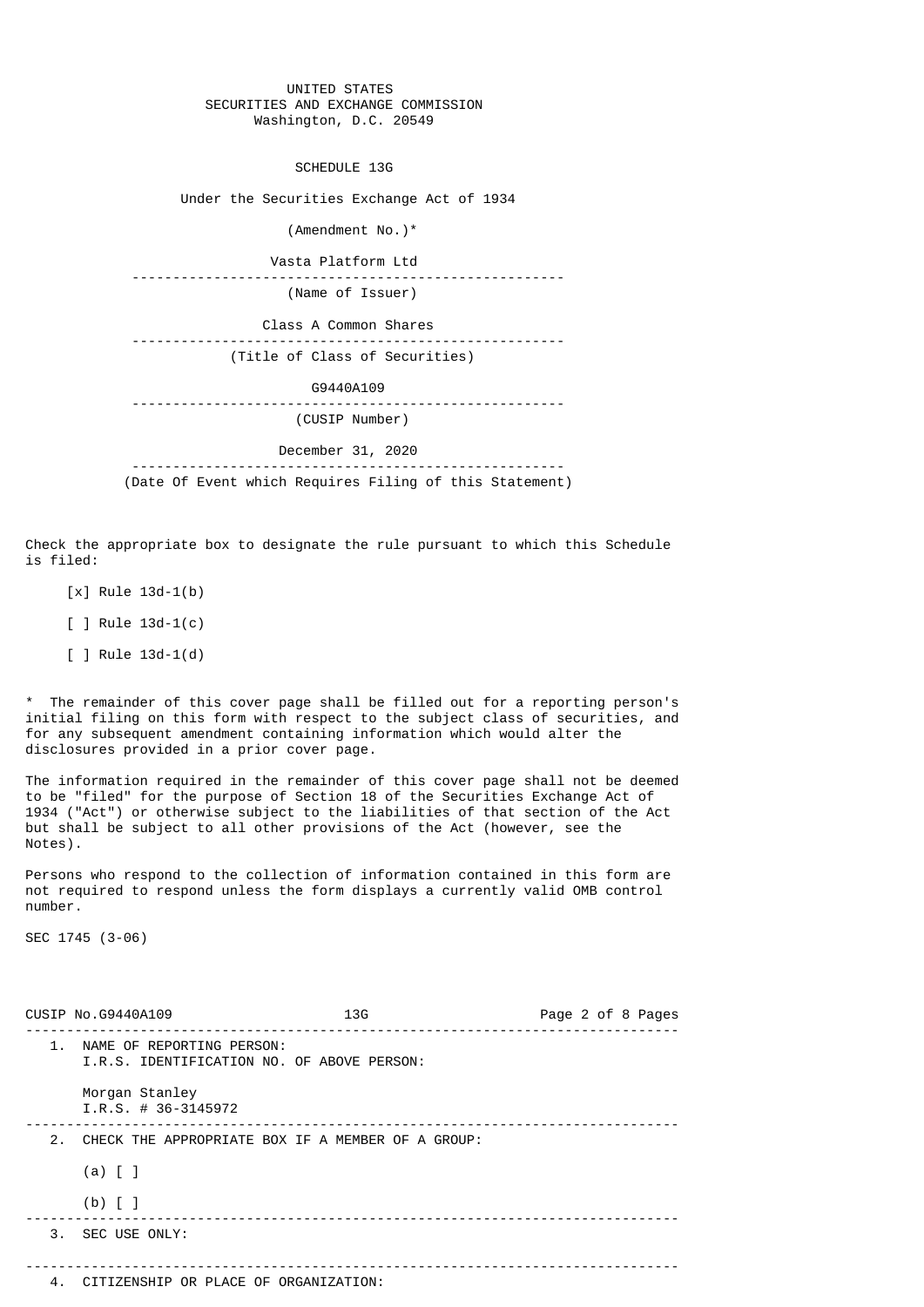UNITED STATES
SECURITIES AND EXCHANGE COMMISSION
Washington, D.C. 20549

# SCHEDULE 13G

Under the Securities Exchange Act of 1934

(Amendment No.)*

Vasta Platform Ltd

(Name of Issuer)

Class A Common Shares

(Title of Class of Securities)

G9440A109

(CUSIP Number)

December 31, 2020

(Date Of Event which Requires Filing of this Statement)

Check the appropriate box to designate the rule pursuant to which this Schedule is filed:

[x] Rule 13d-1(b)

[ ] Rule 13d-1(c)

[ ] Rule 13d-1(d)

* The remainder of this cover page shall be filled out for a reporting person's initial filing on this form with respect to the subject class of securities, and for any subsequent amendment containing information which would alter the disclosures provided in a prior cover page.

The information required in the remainder of this cover page shall not be deemed to be "filed" for the purpose of Section 18 of the Securities Exchange Act of 1934 ("Act") or otherwise subject to the liabilities of that section of the Act but shall be subject to all other provisions of the Act (however, see the Notes).

Persons who respond to the collection of information contained in this form are not required to respond unless the form displays a currently valid OMB control number.

SEC 1745 (3-06)

CUSIP No.G9440A109 13G

1. NAME OF REPORTING PERSON:
   I.R.S. IDENTIFICATION NO. OF ABOVE PERSON:

   Morgan Stanley
   I.R.S. # 36-3145972

2. CHECK THE APPROPRIATE BOX IF A MEMBER OF A GROUP:

   (a) [ ]

   (b) [ ]

3. SEC USE ONLY:

4. CITIZENSHIP OR PLACE OF ORGANIZATION: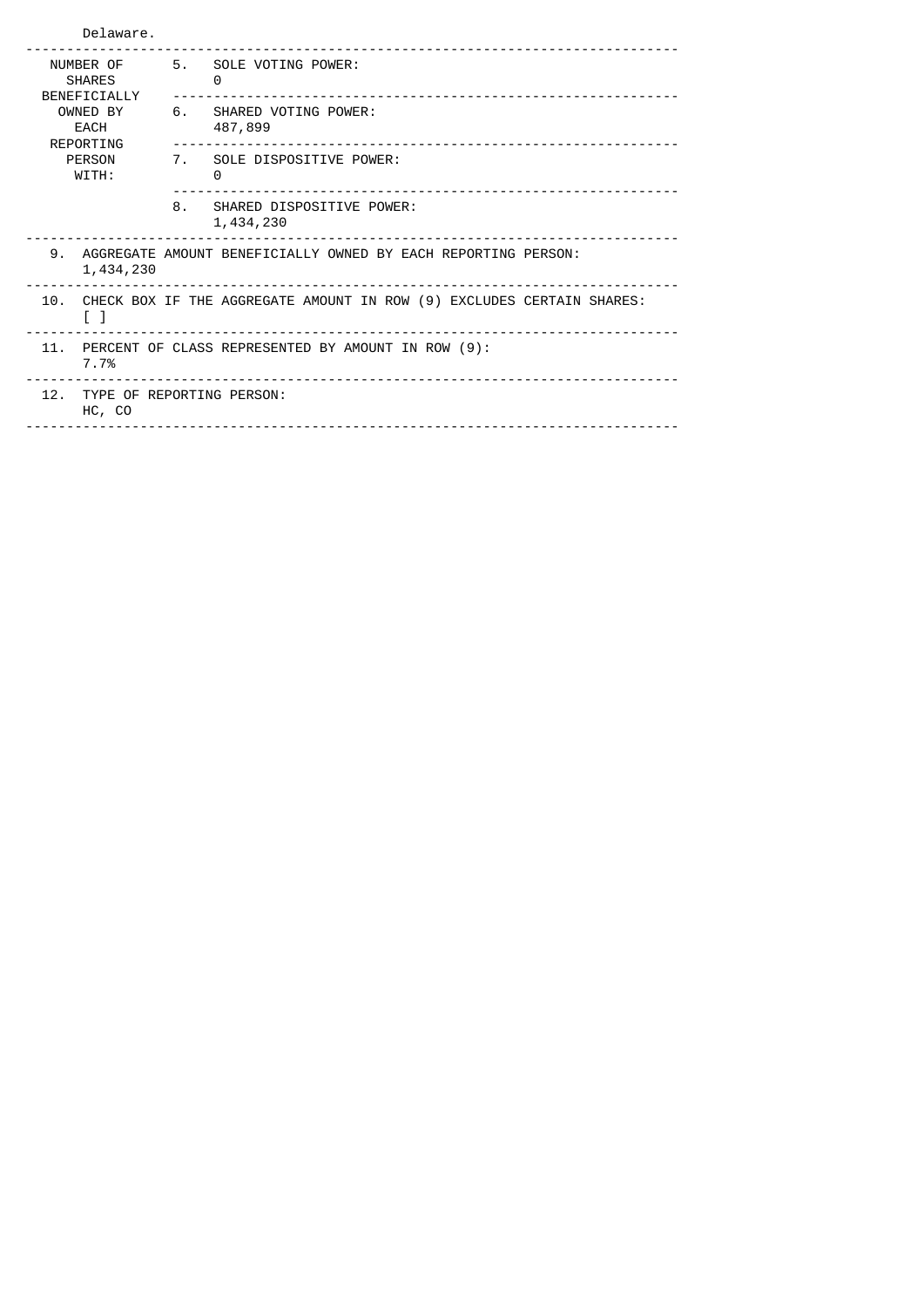Delaware.

| NUMBER OF SHARES BENEFICIALLY OWNED BY EACH REPORTING PERSON WITH: | | |
|---|---|---|
| | 5. | SOLE VOTING POWER: 0 |
| | 6. | SHARED VOTING POWER: 487,899 |
| | 7. | SOLE DISPOSITIVE POWER: 0 |
| | 8. | SHARED DISPOSITIVE POWER: 1,434,230 |

| | |
|---|---|
| 9. | AGGREGATE AMOUNT BENEFICIALLY OWNED BY EACH REPORTING PERSON: 1,434,230 |
| 10. | CHECK BOX IF THE AGGREGATE AMOUNT IN ROW (9) EXCLUDES CERTAIN SHARES: [ ] |
| 11. | PERCENT OF CLASS REPRESENTED BY AMOUNT IN ROW (9): 7.7% |
| 12. | TYPE OF REPORTING PERSON: HC, CO |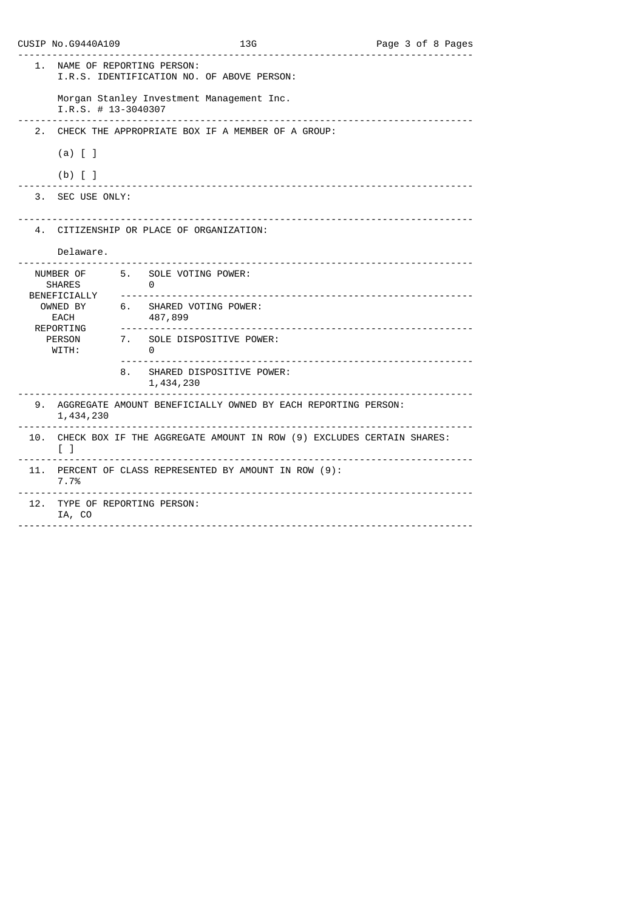CUSIP No.G9440A109 13G

| | |
|---|---|
| 1. | NAME OF REPORTING PERSON:<br>I.R.S. IDENTIFICATION NO. OF ABOVE PERSON:<br><br>Morgan Stanley Investment Management Inc.<br>I.R.S. # 13-3040307 |
| 2. | CHECK THE APPROPRIATE BOX IF A MEMBER OF A GROUP:<br><br>(a) [ ]<br><br>(b) [ ] |
| 3. | SEC USE ONLY: |
| 4. | CITIZENSHIP OR PLACE OF ORGANIZATION:<br><br>Delaware. |

| NUMBER OF SHARES BENEFICIALLY OWNED BY EACH REPORTING PERSON WITH: | | |
|---|---|---|
| | 5. | SOLE VOTING POWER:<br>0 |
| | 6. | SHARED VOTING POWER:<br>487,899 |
| | 7. | SOLE DISPOSITIVE POWER:<br>0 |
| | 8. | SHARED DISPOSITIVE POWER:<br>1,434,230 |

| | |
|---|---|
| 9. | AGGREGATE AMOUNT BENEFICIALLY OWNED BY EACH REPORTING PERSON:<br>1,434,230 |
| 10. | CHECK BOX IF THE AGGREGATE AMOUNT IN ROW (9) EXCLUDES CERTAIN SHARES:<br>[ ] |
| 11. | PERCENT OF CLASS REPRESENTED BY AMOUNT IN ROW (9):<br>7.7% |
| 12. | TYPE OF REPORTING PERSON:<br>IA, CO |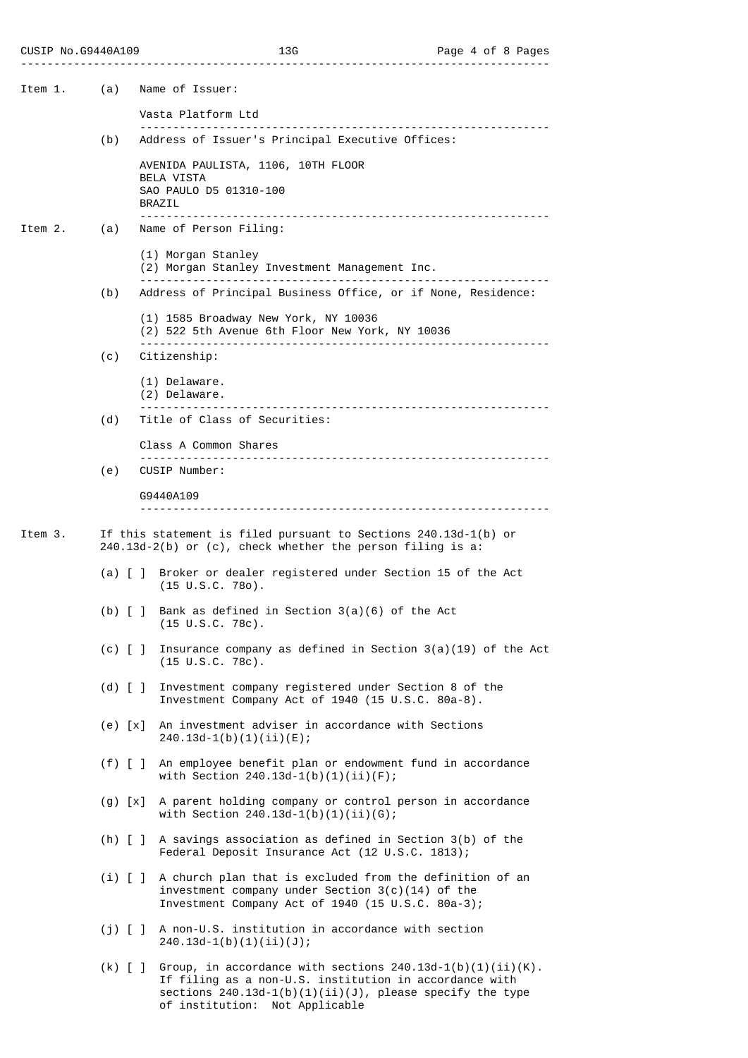**Item 1.**

(a) Name of Issuer:

Vasta Platform Ltd

(b) Address of Issuer's Principal Executive Offices:

AVENIDA PAULISTA, 1106, 10TH FLOOR
BELA VISTA
SAO PAULO D5 01310-100
BRAZIL

**Item 2.**

(a) Name of Person Filing:

(1) Morgan Stanley
(2) Morgan Stanley Investment Management Inc.

(b) Address of Principal Business Office, or if None, Residence:

(1) 1585 Broadway New York, NY 10036
(2) 522 5th Avenue 6th Floor New York, NY 10036

(c) Citizenship:

(1) Delaware.
(2) Delaware.

(d) Title of Class of Securities:

Class A Common Shares

(e) CUSIP Number:

G9440A109

**Item 3.** If this statement is filed pursuant to Sections 240.13d-1(b) or 240.13d-2(b) or (c), check whether the person filing is a:

(a) [ ] Broker or dealer registered under Section 15 of the Act (15 U.S.C. 78o).

(b) [ ] Bank as defined in Section 3(a)(6) of the Act (15 U.S.C. 78c).

(c) [ ] Insurance company as defined in Section 3(a)(19) of the Act (15 U.S.C. 78c).

(d) [ ] Investment company registered under Section 8 of the Investment Company Act of 1940 (15 U.S.C. 80a-8).

(e) [x] An investment adviser in accordance with Sections 240.13d-1(b)(1)(ii)(E);

(f) [ ] An employee benefit plan or endowment fund in accordance with Section 240.13d-1(b)(1)(ii)(F);

(g) [x] A parent holding company or control person in accordance with Section 240.13d-1(b)(1)(ii)(G);

(h) [ ] A savings association as defined in Section 3(b) of the Federal Deposit Insurance Act (12 U.S.C. 1813);

(i) [ ] A church plan that is excluded from the definition of an investment company under Section 3(c)(14) of the Investment Company Act of 1940 (15 U.S.C. 80a-3);

(j) [ ] A non-U.S. institution in accordance with section 240.13d-1(b)(1)(ii)(J);

(k) [ ] Group, in accordance with sections 240.13d-1(b)(1)(ii)(K). If filing as a non-U.S. institution in accordance with sections 240.13d-1(b)(1)(ii)(J), please specify the type of institution: Not Applicable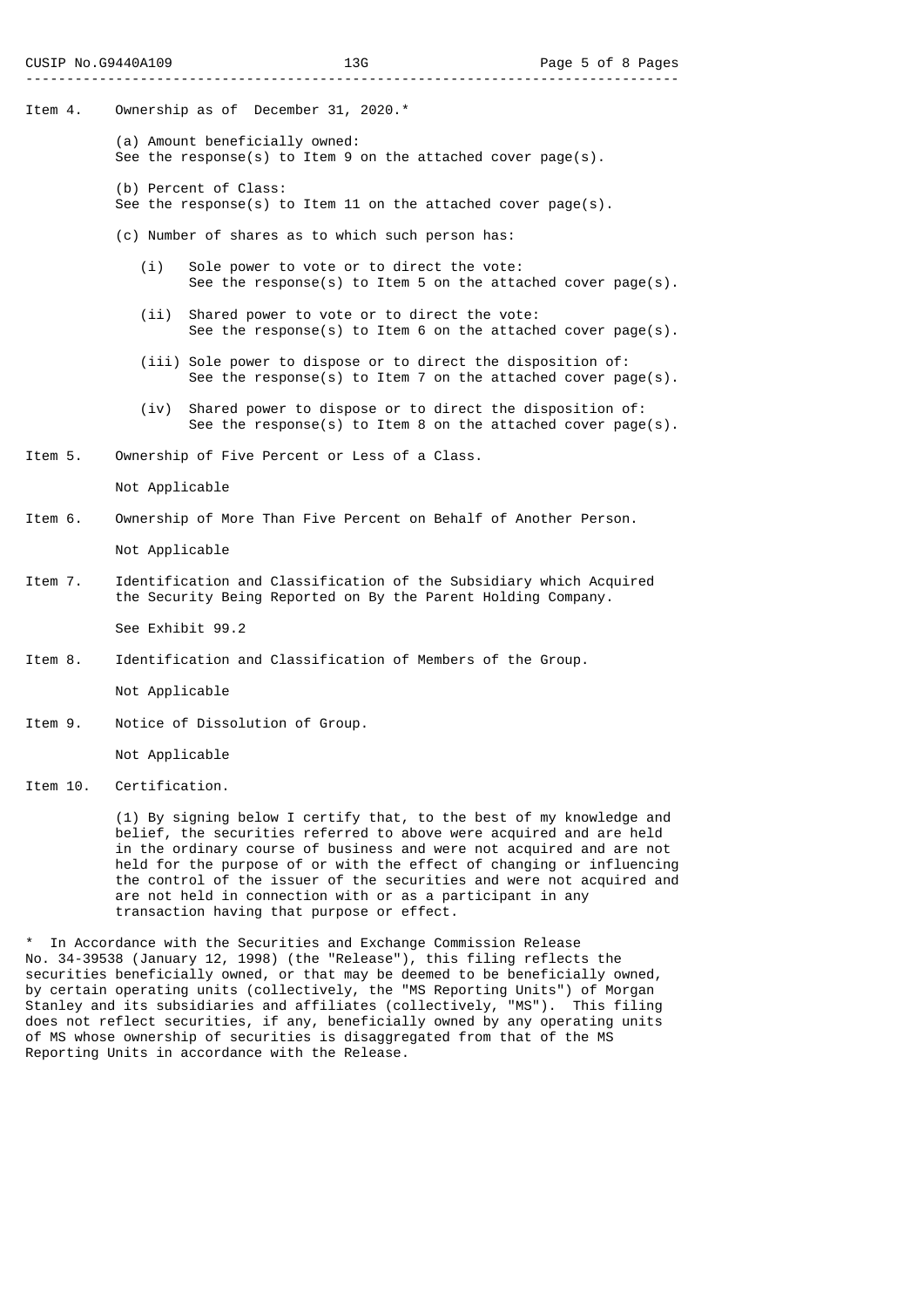Item 4. Ownership as of December 31, 2020.*

(a) Amount beneficially owned:
See the response(s) to Item 9 on the attached cover page(s).

(b) Percent of Class:
See the response(s) to Item 11 on the attached cover page(s).

(c) Number of shares as to which such person has:

(i) Sole power to vote or to direct the vote:
See the response(s) to Item 5 on the attached cover page(s).

(ii) Shared power to vote or to direct the vote:
See the response(s) to Item 6 on the attached cover page(s).

(iii) Sole power to dispose or to direct the disposition of:
See the response(s) to Item 7 on the attached cover page(s).

(iv) Shared power to dispose or to direct the disposition of:
See the response(s) to Item 8 on the attached cover page(s).

Item 5. Ownership of Five Percent or Less of a Class.

Not Applicable

Item 6. Ownership of More Than Five Percent on Behalf of Another Person.

Not Applicable

Item 7. Identification and Classification of the Subsidiary which Acquired the Security Being Reported on By the Parent Holding Company.

See Exhibit 99.2

Item 8. Identification and Classification of Members of the Group.

Not Applicable

Item 9. Notice of Dissolution of Group.

Not Applicable

Item 10. Certification.

(1) By signing below I certify that, to the best of my knowledge and belief, the securities referred to above were acquired and are held in the ordinary course of business and were not acquired and are not held for the purpose of or with the effect of changing or influencing the control of the issuer of the securities and were not acquired and are not held in connection with or as a participant in any transaction having that purpose or effect.

* In Accordance with the Securities and Exchange Commission Release No. 34-39538 (January 12, 1998) (the "Release"), this filing reflects the securities beneficially owned, or that may be deemed to be beneficially owned, by certain operating units (collectively, the "MS Reporting Units") of Morgan Stanley and its subsidiaries and affiliates (collectively, "MS"). This filing does not reflect securities, if any, beneficially owned by any operating units of MS whose ownership of securities is disaggregated from that of the MS Reporting Units in accordance with the Release.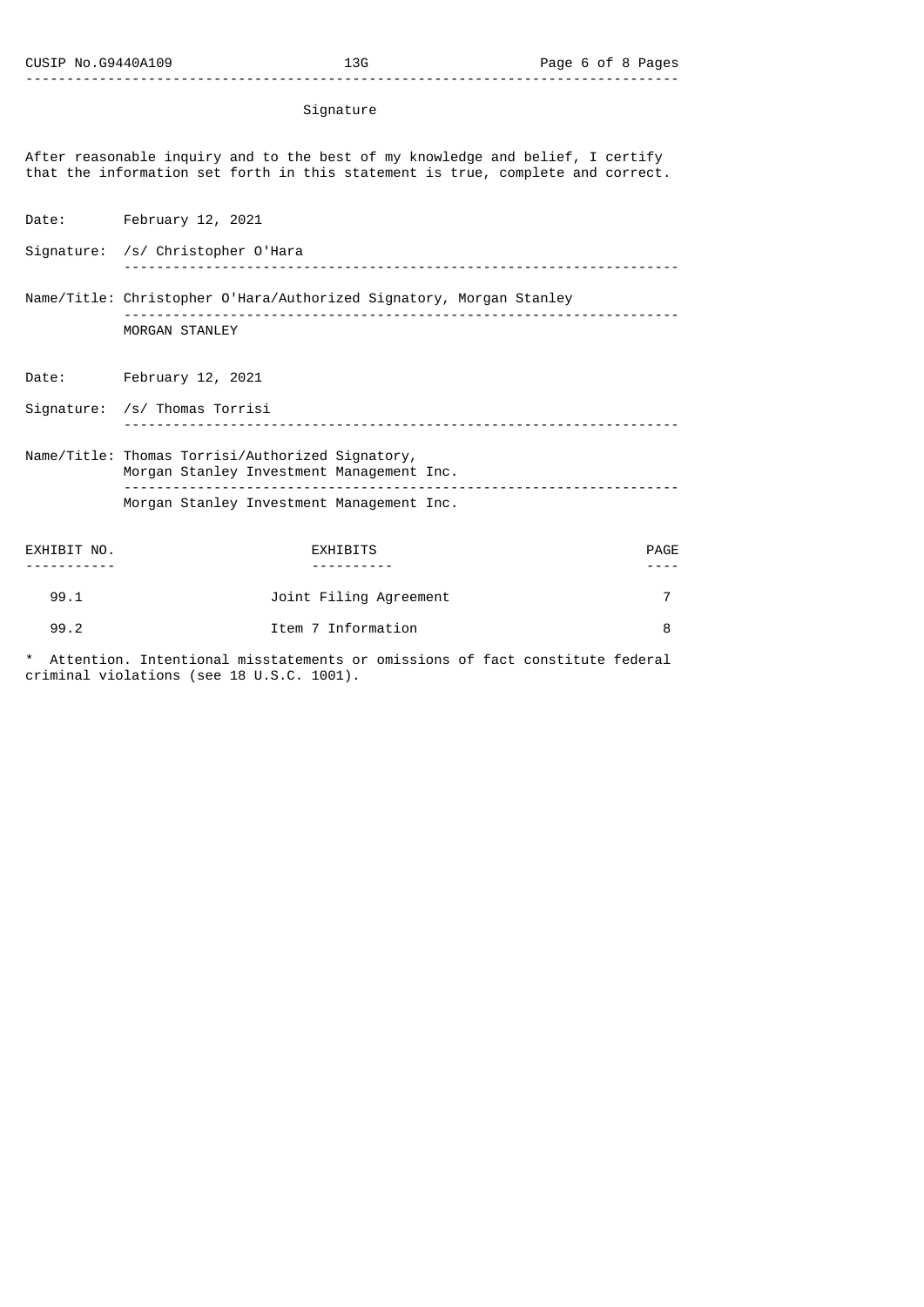## Signature

After reasonable inquiry and to the best of my knowledge and belief, I certify that the information set forth in this statement is true, complete and correct.

Date: February 12, 2021

Signature: /s/ Christopher O'Hara

Name/Title: Christopher O'Hara/Authorized Signatory, Morgan Stanley

MORGAN STANLEY

Date: February 12, 2021

Signature: /s/ Thomas Torrisi

Name/Title: Thomas Torrisi/Authorized Signatory, Morgan Stanley Investment Management Inc.

Morgan Stanley Investment Management Inc.

| EXHIBIT NO. | EXHIBITS | PAGE |
| --- | --- | --- |
| 99.1 | Joint Filing Agreement | 7 |
| 99.2 | Item 7 Information | 8 |

* Attention. Intentional misstatements or omissions of fact constitute federal criminal violations (see 18 U.S.C. 1001).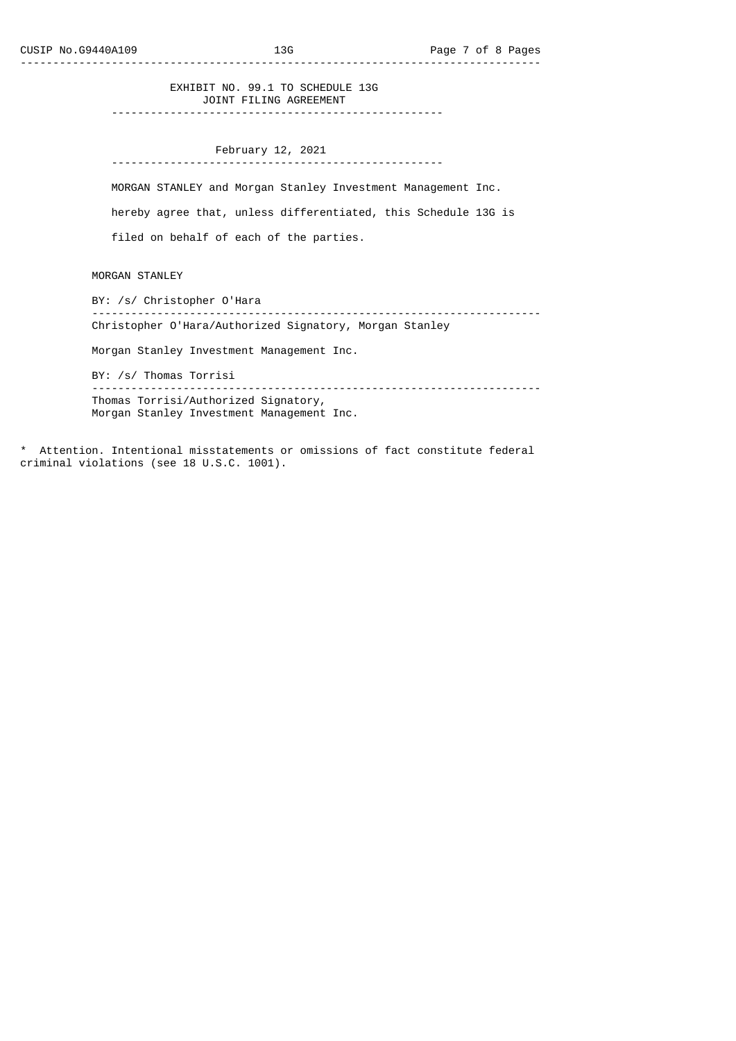# EXHIBIT NO. 99.1 TO SCHEDULE 13G

## JOINT FILING AGREEMENT

February 12, 2021

MORGAN STANLEY and Morgan Stanley Investment Management Inc. hereby agree that, unless differentiated, this Schedule 13G is filed on behalf of each of the parties.

MORGAN STANLEY

BY: /s/ Christopher O'Hara

---

Christopher O'Hara/Authorized Signatory, Morgan Stanley

Morgan Stanley Investment Management Inc.

BY: /s/ Thomas Torrisi

---

Thomas Torrisi/Authorized Signatory,
Morgan Stanley Investment Management Inc.

* Attention. Intentional misstatements or omissions of fact constitute federal criminal violations (see 18 U.S.C. 1001).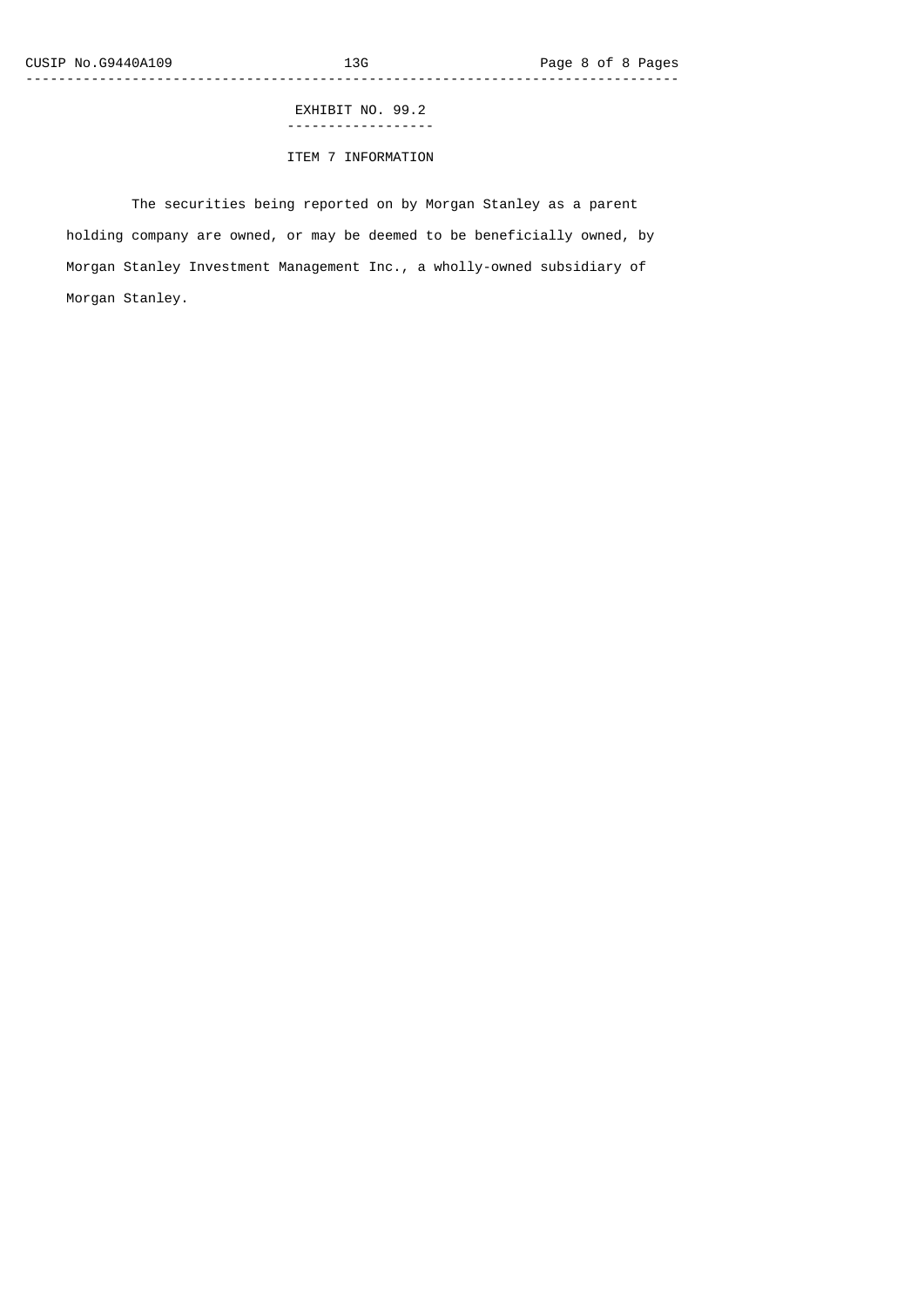## EXHIBIT NO. 99.2

### ITEM 7 INFORMATION

The securities being reported on by Morgan Stanley as a parent holding company are owned, or may be deemed to be beneficially owned, by Morgan Stanley Investment Management Inc., a wholly-owned subsidiary of Morgan Stanley.